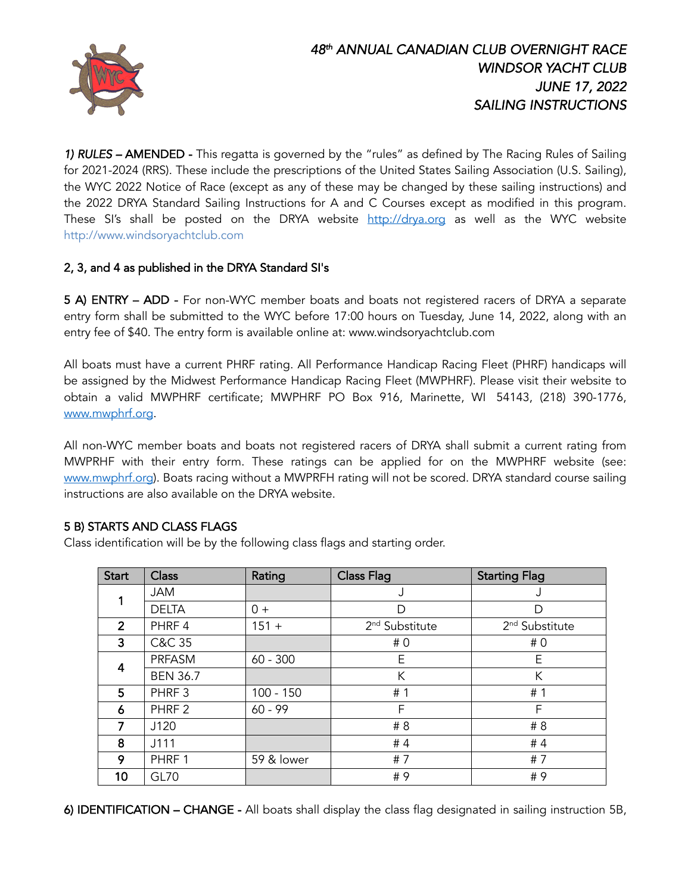# *48th ANNUAL CANADIAN CLUB OVERNIGHT RACE*
# *WINDSOR YACHT CLUB*
# *JUNE 17, 2022*
# *SAILING INSTRUCTIONS*

*1) RULES* **– AMENDED -** This regatta is governed by the "rules" as defined by The Racing Rules of Sailing for 2021-2024 (RRS). These include the prescriptions of the United States Sailing Association (U.S. Sailing), the WYC 2022 Notice of Race (except as any of these may be changed by these sailing instructions) and the 2022 DRYA Standard Sailing Instructions for A and C Courses except as modified in this program. These SI's shall be posted on the DRYA website http://drya.org as well as the WYC website http://www.windsoryachtclub.com

**2, 3, and 4 as published in the DRYA Standard SI's**

**5 A) ENTRY – ADD -** For non-WYC member boats and boats not registered racers of DRYA a separate entry form shall be submitted to the WYC before 17:00 hours on Tuesday, June 14, 2022, along with an entry fee of $40. The entry form is available online at: www.windsoryachtclub.com

All boats must have a current PHRF rating. All Performance Handicap Racing Fleet (PHRF) handicaps will be assigned by the Midwest Performance Handicap Racing Fleet (MWPHRF). Please visit their website to obtain a valid MWPHRF certificate; MWPHRF PO Box 916, Marinette, WI 54143, (218) 390-1776, www.mwphrf.org.

All non-WYC member boats and boats not registered racers of DRYA shall submit a current rating from MWPRHF with their entry form. These ratings can be applied for on the MWPHRF website (see: www.mwphrf.org). Boats racing without a MWPRFH rating will not be scored. DRYA standard course sailing instructions are also available on the DRYA website.

**5 B) STARTS AND CLASS FLAGS**

Class identification will be by the following class flags and starting order.

| Start | Class | Rating | Class Flag | Starting Flag |
|---|---|---|---|---|
| 1 | JAM | | J | J |
| | DELTA | 0 + | D | D |
| 2 | PHRF 4 | 151 + | 2nd Substitute | 2nd Substitute |
| 3 | C&C 35 | | # 0 | # 0 |
| 4 | PRFASM | 60 - 300 | E | E |
| | BEN 36.7 | | K | K |
| 5 | PHRF 3 | 100 - 150 | # 1 | # 1 |
| 6 | PHRF 2 | 60 - 99 | F | F |
| 7 | J120 | | # 8 | # 8 |
| 8 | J111 | | # 4 | # 4 |
| 9 | PHRF 1 | 59 & lower | # 7 | # 7 |
| 10 | GL70 | | # 9 | # 9 |

**6) IDENTIFICATION – CHANGE -** All boats shall display the class flag designated in sailing instruction 5B,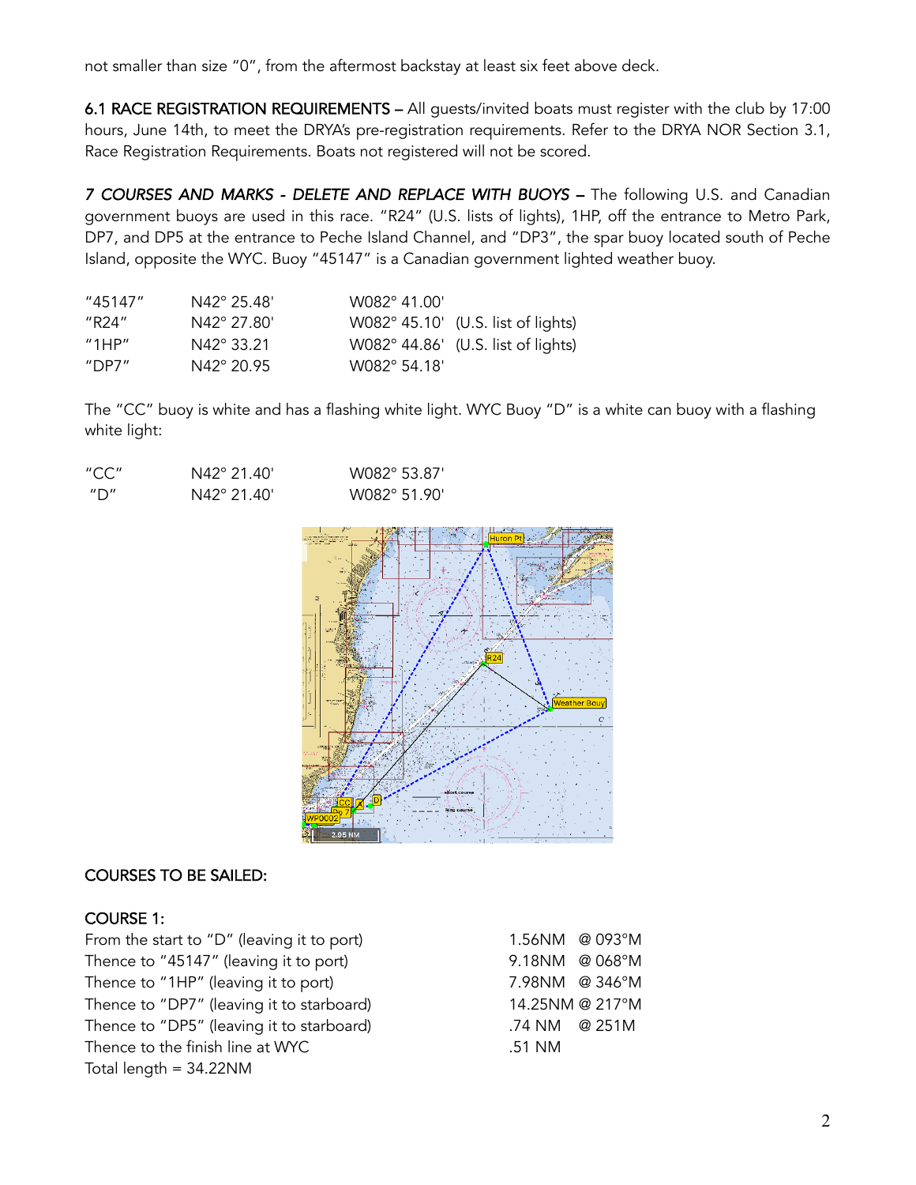not smaller than size "0", from the aftermost backstay at least six feet above deck.

**6.1 RACE REGISTRATION REQUIREMENTS –** All guests/invited boats must register with the club by 17:00 hours, June 14th, to meet the DRYA's pre-registration requirements. Refer to the DRYA NOR Section 3.1, Race Registration Requirements. Boats not registered will not be scored.

***7 COURSES AND MARKS - DELETE AND REPLACE WITH BUOYS –*** The following U.S. and Canadian government buoys are used in this race. "R24" (U.S. lists of lights), 1HP, off the entrance to Metro Park, DP7, and DP5 at the entrance to Peche Island Channel, and "DP3", the spar buoy located south of Peche Island, opposite the WYC. Buoy "45147" is a Canadian government lighted weather buoy.

| | | | |
|---|---|---|---|
| "45147" | N42° 25.48' | W082° 41.00' | |
| "R24" | N42° 27.80' | W082° 45.10' | (U.S. list of lights) |
| "1HP" | N42° 33.21 | W082° 44.86' | (U.S. list of lights) |
| "DP7" | N42° 20.95 | W082° 54.18' | |

The "CC" buoy is white and has a flashing white light. WYC Buoy "D" is a white can buoy with a flashing white light:

| | | |
|---|---|---|
| "CC" | N42° 21.40' | W082° 53.87' |
| "D" | N42° 21.40' | W082° 51.90' |

## COURSES TO BE SAILED:

### COURSE 1:

| | |
|---|---|
| From the start to "D" (leaving it to port) | 1.56NM @ 093°M |
| Thence to "45147" (leaving it to port) | 9.18NM @ 068°M |
| Thence to "1HP" (leaving it to port) | 7.98NM @ 346°M |
| Thence to "DP7" (leaving it to starboard) | 14.25NM @ 217°M |
| Thence to "DP5" (leaving it to starboard) | .74 NM @ 251M |
| Thence to the finish line at WYC | .51 NM |

Total length = 34.22NM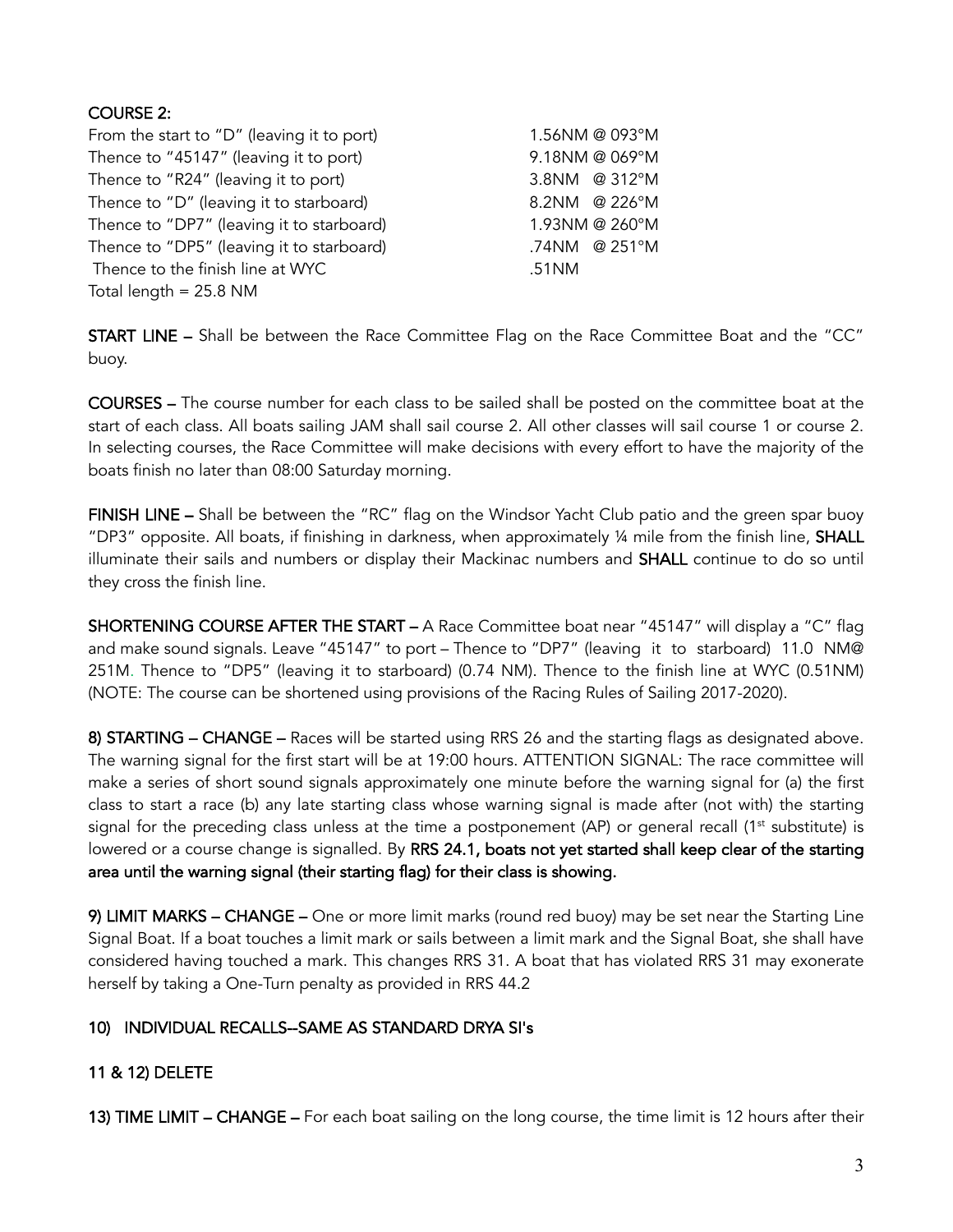**COURSE 2:**

| | |
|---|---|
| From the start to "D" (leaving it to port) | 1.56NM @ 093°M |
| Thence to "45147" (leaving it to port) | 9.18NM @ 069°M |
| Thence to "R24" (leaving it to port) | 3.8NM @ 312°M |
| Thence to "D" (leaving it to starboard) | 8.2NM @ 226°M |
| Thence to "DP7" (leaving it to starboard) | 1.93NM @ 260°M |
| Thence to "DP5" (leaving it to starboard) | .74NM @ 251°M |
| Thence to the finish line at WYC | .51NM |
| Total length = 25.8 NM | |

**START LINE –** Shall be between the Race Committee Flag on the Race Committee Boat and the "CC" buoy.

**COURSES –** The course number for each class to be sailed shall be posted on the committee boat at the start of each class. All boats sailing JAM shall sail course 2. All other classes will sail course 1 or course 2. In selecting courses, the Race Committee will make decisions with every effort to have the majority of the boats finish no later than 08:00 Saturday morning.

**FINISH LINE –** Shall be between the "RC" flag on the Windsor Yacht Club patio and the green spar buoy "DP3" opposite. All boats, if finishing in darkness, when approximately ¼ mile from the finish line, **SHALL** illuminate their sails and numbers or display their Mackinac numbers and **SHALL** continue to do so until they cross the finish line.

**SHORTENING COURSE AFTER THE START –** A Race Committee boat near "45147" will display a "C" flag and make sound signals. Leave "45147" to port – Thence to "DP7" (leaving it to starboard) 11.0 NM@ 251M. Thence to "DP5" (leaving it to starboard) (0.74 NM). Thence to the finish line at WYC (0.51NM) (NOTE: The course can be shortened using provisions of the Racing Rules of Sailing 2017-2020).

**8) STARTING – CHANGE –** Races will be started using RRS 26 and the starting flags as designated above. The warning signal for the first start will be at 19:00 hours. ATTENTION SIGNAL: The race committee will make a series of short sound signals approximately one minute before the warning signal for (a) the first class to start a race (b) any late starting class whose warning signal is made after (not with) the starting signal for the preceding class unless at the time a postponement (AP) or general recall (1st substitute) is lowered or a course change is signalled. By **RRS 24.1, boats not yet started shall keep clear of the starting area until the warning signal (their starting flag) for their class is showing.**

**9) LIMIT MARKS – CHANGE –** One or more limit marks (round red buoy) may be set near the Starting Line Signal Boat. If a boat touches a limit mark or sails between a limit mark and the Signal Boat, she shall have considered having touched a mark. This changes RRS 31. A boat that has violated RRS 31 may exonerate herself by taking a One-Turn penalty as provided in RRS 44.2

**10) INDIVIDUAL RECALLS--SAME AS STANDARD DRYA SI's**

**11 & 12) DELETE**

**13) TIME LIMIT – CHANGE –** For each boat sailing on the long course, the time limit is 12 hours after their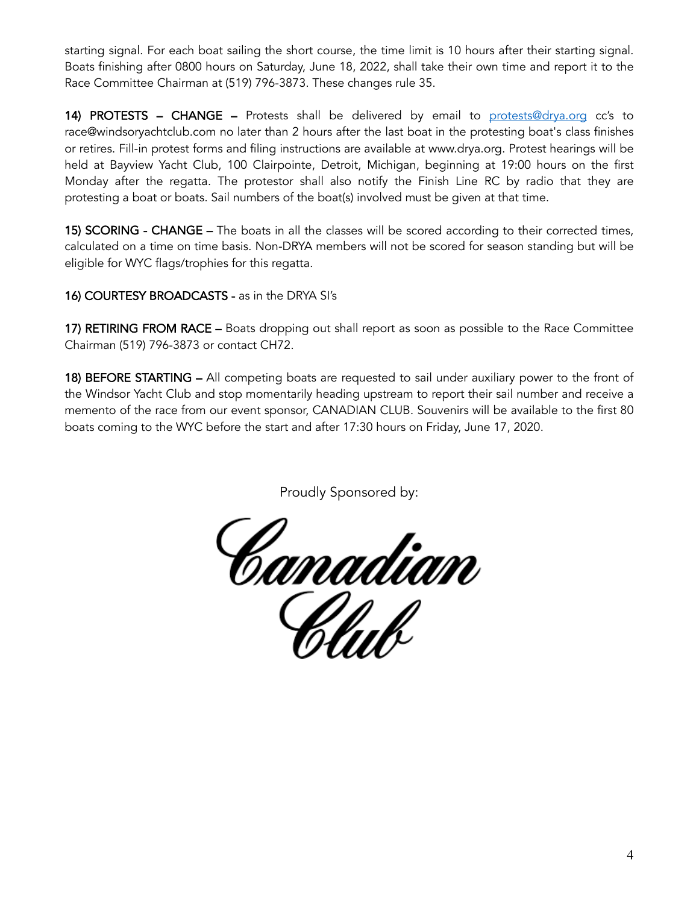starting signal. For each boat sailing the short course, the time limit is 10 hours after their starting signal. Boats finishing after 0800 hours on Saturday, June 18, 2022, shall take their own time and report it to the Race Committee Chairman at (519) 796-3873. These changes rule 35.

**14) PROTESTS – CHANGE –** Protests shall be delivered by email to protests@drya.org cc's to race@windsoryachtclub.com no later than 2 hours after the last boat in the protesting boat's class finishes or retires. Fill-in protest forms and filing instructions are available at www.drya.org. Protest hearings will be held at Bayview Yacht Club, 100 Clairpointe, Detroit, Michigan, beginning at 19:00 hours on the first Monday after the regatta. The protestor shall also notify the Finish Line RC by radio that they are protesting a boat or boats. Sail numbers of the boat(s) involved must be given at that time.

**15) SCORING - CHANGE –** The boats in all the classes will be scored according to their corrected times, calculated on a time on time basis. Non-DRYA members will not be scored for season standing but will be eligible for WYC flags/trophies for this regatta.

**16) COURTESY BROADCASTS -** as in the DRYA SI's

**17) RETIRING FROM RACE –** Boats dropping out shall report as soon as possible to the Race Committee Chairman (519) 796-3873 or contact CH72.

**18) BEFORE STARTING –** All competing boats are requested to sail under auxiliary power to the front of the Windsor Yacht Club and stop momentarily heading upstream to report their sail number and receive a memento of the race from our event sponsor, CANADIAN CLUB. Souvenirs will be available to the first 80 boats coming to the WYC before the start and after 17:30 hours on Friday, June 17, 2020.

Proudly Sponsored by:

Canadian Club